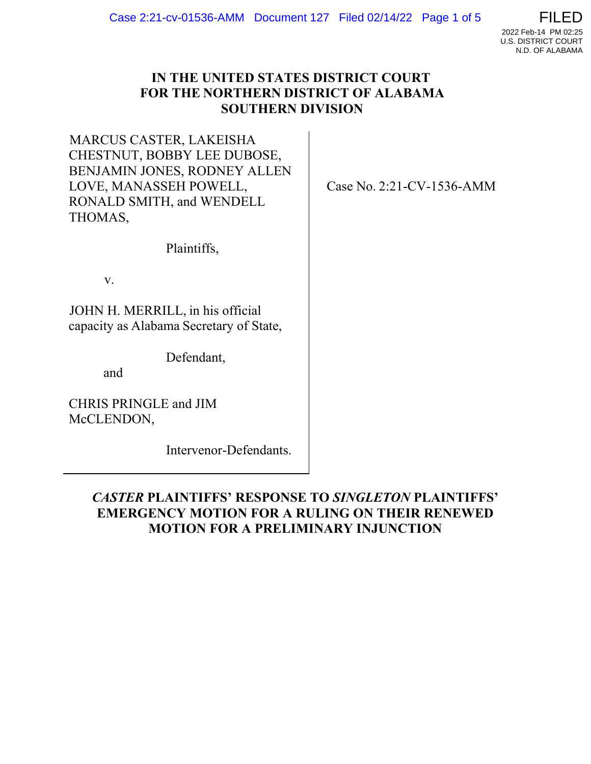# IN THE UNITED STATES DISTRICT COURT FOR THE NORTHERN DISTRICT OF ALABAMA SOUTHERN DIVISION

| | |
|---|---|
| MARCUS CASTER, LAKEISHA CHESTNUT, BOBBY LEE DUBOSE, BENJAMIN JONES, RODNEY ALLEN LOVE, MANASSEH POWELL, RONALD SMITH, and WENDELL THOMAS,<br><br>Plaintiffs,<br><br>v.<br><br>JOHN H. MERRILL, in his official capacity as Alabama Secretary of State,<br><br>Defendant,<br><br>and<br><br>CHRIS PRINGLE and JIM McCLENDON,<br><br>Intervenor-Defendants. | Case No. 2:21-CV-1536-AMM |

## *CASTER* PLAINTIFFS' RESPONSE TO *SINGLETON* PLAINTIFFS' EMERGENCY MOTION FOR A RULING ON THEIR RENEWED MOTION FOR A PRELIMINARY INJUNCTION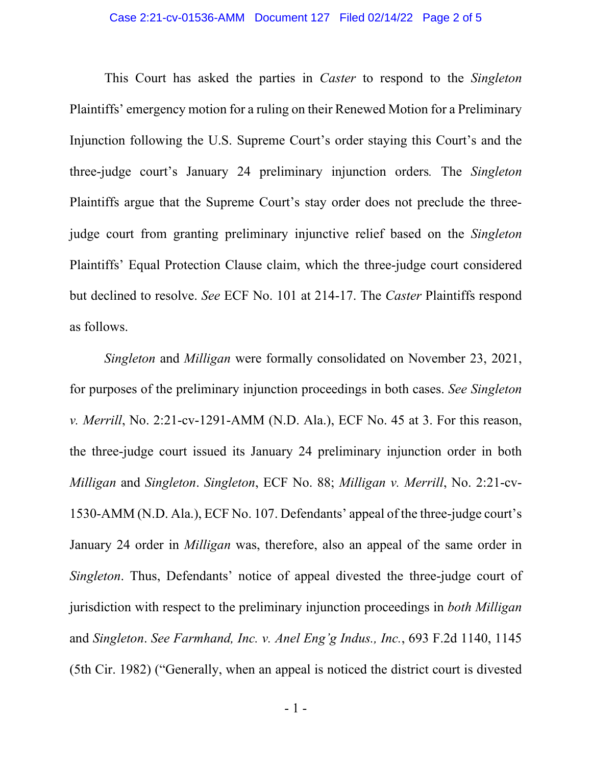This Court has asked the parties in *Caster* to respond to the *Singleton* Plaintiffs' emergency motion for a ruling on their Renewed Motion for a Preliminary Injunction following the U.S. Supreme Court's order staying this Court's and the three-judge court's January 24 preliminary injunction orders*.* The *Singleton* Plaintiffs argue that the Supreme Court's stay order does not preclude the three-judge court from granting preliminary injunctive relief based on the *Singleton* Plaintiffs' Equal Protection Clause claim, which the three-judge court considered but declined to resolve. *See* ECF No. 101 at 214-17. The *Caster* Plaintiffs respond as follows.

*Singleton* and *Milligan* were formally consolidated on November 23, 2021, for purposes of the preliminary injunction proceedings in both cases. *See Singleton v. Merrill*, No. 2:21-cv-1291-AMM (N.D. Ala.), ECF No. 45 at 3. For this reason, the three-judge court issued its January 24 preliminary injunction order in both *Milligan* and *Singleton*. *Singleton*, ECF No. 88; *Milligan v. Merrill*, No. 2:21-cv-1530-AMM (N.D. Ala.), ECF No. 107. Defendants' appeal of the three-judge court's January 24 order in *Milligan* was, therefore, also an appeal of the same order in *Singleton*. Thus, Defendants' notice of appeal divested the three-judge court of jurisdiction with respect to the preliminary injunction proceedings in *both Milligan* and *Singleton*. *See Farmhand, Inc. v. Anel Eng'g Indus., Inc.*, 693 F.2d 1140, 1145 (5th Cir. 1982) ("Generally, when an appeal is noticed the district court is divested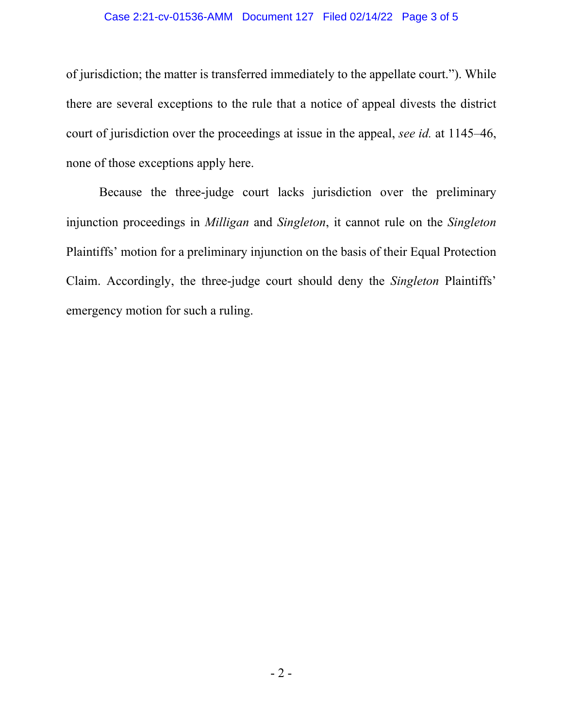of jurisdiction; the matter is transferred immediately to the appellate court."). While there are several exceptions to the rule that a notice of appeal divests the district court of jurisdiction over the proceedings at issue in the appeal, *see id.* at 1145–46, none of those exceptions apply here.

Because the three-judge court lacks jurisdiction over the preliminary injunction proceedings in *Milligan* and *Singleton*, it cannot rule on the *Singleton* Plaintiffs' motion for a preliminary injunction on the basis of their Equal Protection Claim. Accordingly, the three-judge court should deny the *Singleton* Plaintiffs' emergency motion for such a ruling.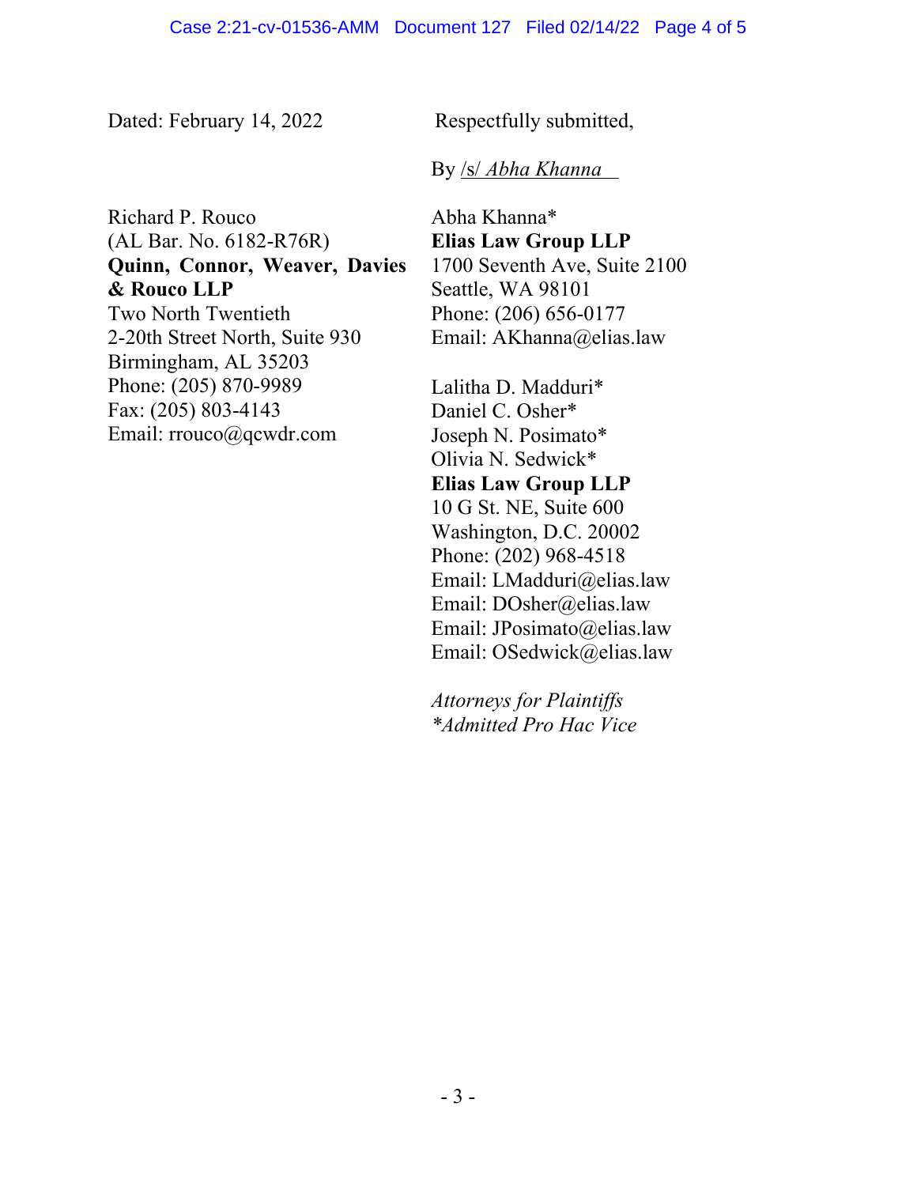Dated: February 14, 2022

Respectfully submitted,

By /s/ *Abha Khanna*

Abha Khanna*
**Elias Law Group LLP**
1700 Seventh Ave, Suite 2100
Seattle, WA 98101
Phone: (206) 656-0177
Email: AKhanna@elias.law

Lalitha D. Madduri*
Daniel C. Osher*
Joseph N. Posimato*
Olivia N. Sedwick*
**Elias Law Group LLP**
10 G St. NE, Suite 600
Washington, D.C. 20002
Phone: (202) 968-4518
Email: LMadduri@elias.law
Email: DOsher@elias.law
Email: JPosimato@elias.law
Email: OSedwick@elias.law

Richard P. Rouco
(AL Bar. No. 6182-R76R)
**Quinn, Connor, Weaver, Davies & Rouco LLP**
Two North Twentieth
2-20th Street North, Suite 930
Birmingham, AL 35203
Phone: (205) 870-9989
Fax: (205) 803-4143
Email: rrouco@qcwdr.com

*Attorneys for Plaintiffs*
**Admitted Pro Hac Vice*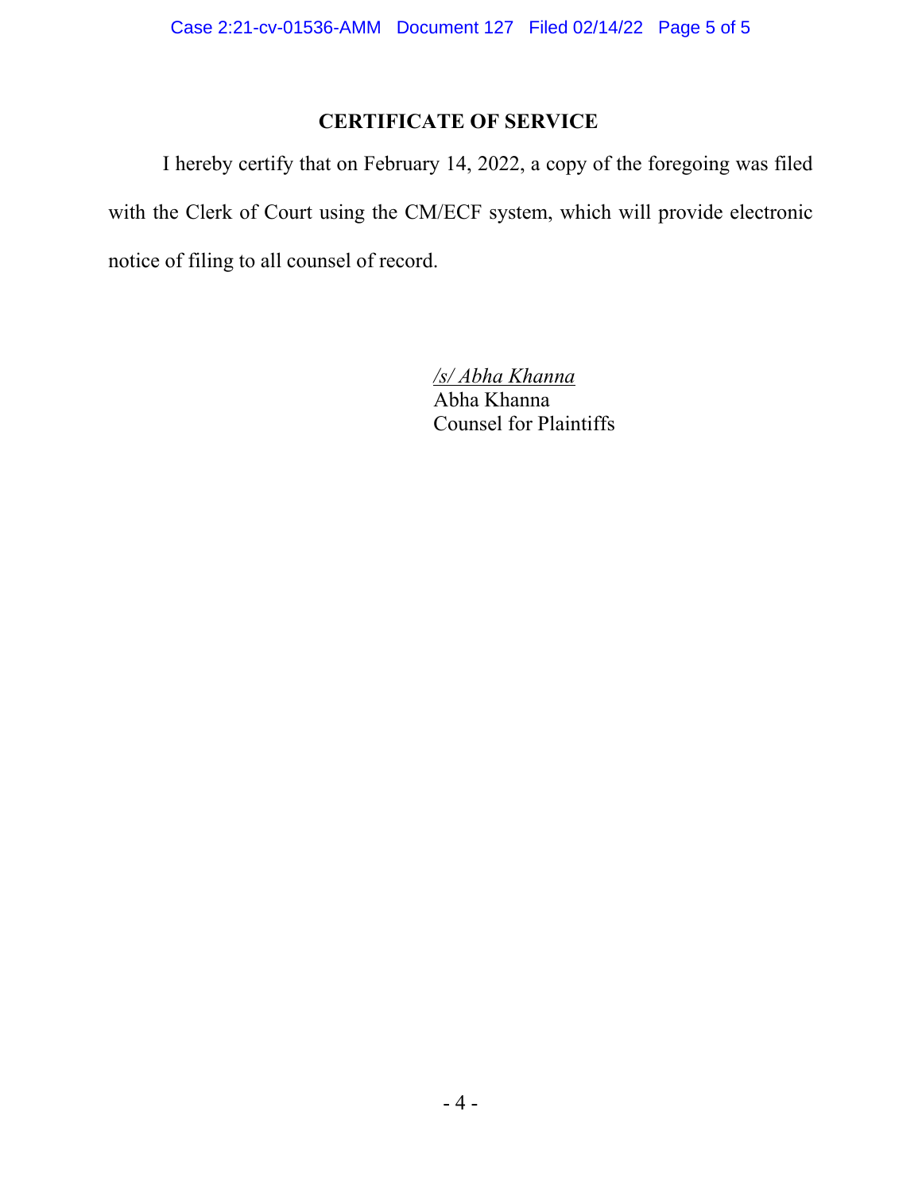## CERTIFICATE OF SERVICE

I hereby certify that on February 14, 2022, a copy of the foregoing was filed with the Clerk of Court using the CM/ECF system, which will provide electronic notice of filing to all counsel of record.

*/s/ Abha Khanna*
Abha Khanna
Counsel for Plaintiffs